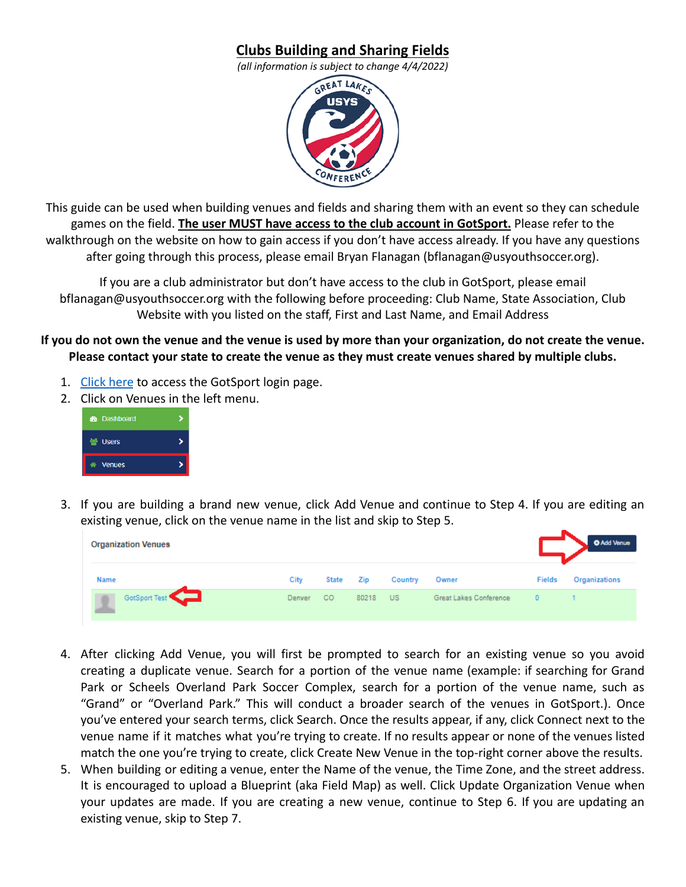# Clubs Building and Sharing Fields

*(all information is subject to change 4/4/2022)*

This guide can be used when building venues and fields and sharing them with an event so they can schedule games on the field. **The user MUST have access to the club account in GotSport.** Please refer to the walkthrough on the website on how to gain access if you don't have access already. If you have any questions after going through this process, please email Bryan Flanagan (bflanagan@usyouthsoccer.org).

If you are a club administrator but don't have access to the club in GotSport, please email bflanagan@usyouthsoccer.org with the following before proceeding: Club Name, State Association, Club Website with you listed on the staff, First and Last Name, and Email Address

**If you do not own the venue and the venue is used by more than your organization, do not create the venue. Please contact your state to create the venue as they must create venues shared by multiple clubs.**

1. Click here to access the GotSport login page.
2. Click on Venues in the left menu.
3. If you are building a brand new venue, click Add Venue and continue to Step 4. If you are editing an existing venue, click on the venue name in the list and skip to Step 5.
4. After clicking Add Venue, you will first be prompted to search for an existing venue so you avoid creating a duplicate venue. Search for a portion of the venue name (example: if searching for Grand Park or Scheels Overland Park Soccer Complex, search for a portion of the venue name, such as "Grand" or "Overland Park." This will conduct a broader search of the venues in GotSport.). Once you've entered your search terms, click Search. Once the results appear, if any, click Connect next to the venue name if it matches what you're trying to create. If no results appear or none of the venues listed match the one you're trying to create, click Create New Venue in the top-right corner above the results.
5. When building or editing a venue, enter the Name of the venue, the Time Zone, and the street address. It is encouraged to upload a Blueprint (aka Field Map) as well. Click Update Organization Venue when your updates are made. If you are creating a new venue, continue to Step 6. If you are updating an existing venue, skip to Step 7.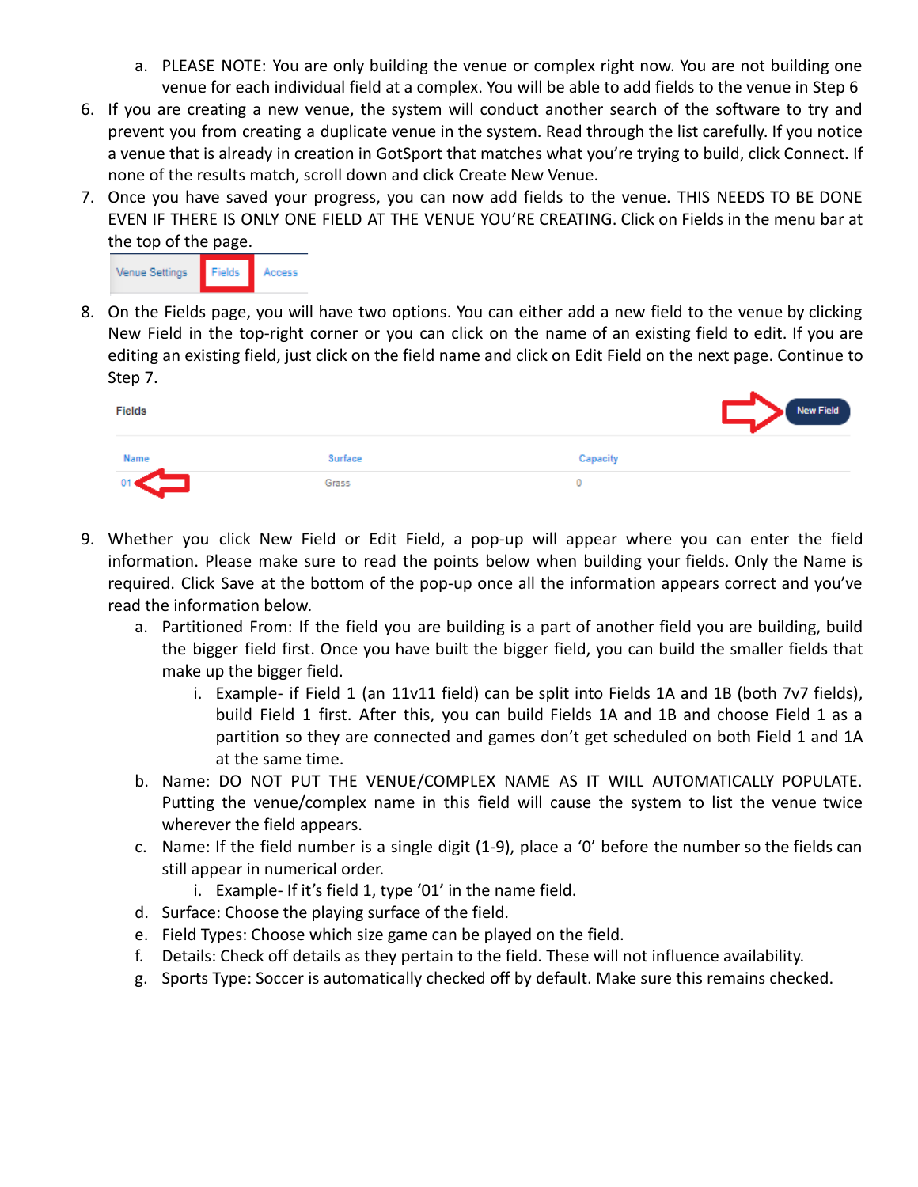a. PLEASE NOTE: You are only building the venue or complex right now. You are not building one venue for each individual field at a complex. You will be able to add fields to the venue in Step 6

6. If you are creating a new venue, the system will conduct another search of the software to try and prevent you from creating a duplicate venue in the system. Read through the list carefully. If you notice a venue that is already in creation in GotSport that matches what you're trying to build, click Connect. If none of the results match, scroll down and click Create New Venue.
7. Once you have saved your progress, you can now add fields to the venue. THIS NEEDS TO BE DONE EVEN IF THERE IS ONLY ONE FIELD AT THE VENUE YOU'RE CREATING. Click on Fields in the menu bar at the top of the page.

Venue Settings | Fields | Access

8. On the Fields page, you will have two options. You can either add a new field to the venue by clicking New Field in the top-right corner or you can click on the name of an existing field to edit. If you are editing an existing field, just click on the field name and click on Edit Field on the next page. Continue to Step 7.

Fields — New Field

| Name | Surface | Capacity |
|---|---|---|
| 01 | Grass | 0 |

9. Whether you click New Field or Edit Field, a pop-up will appear where you can enter the field information. Please make sure to read the points below when building your fields. Only the Name is required. Click Save at the bottom of the pop-up once all the information appears correct and you've read the information below.
   a. Partitioned From: If the field you are building is a part of another field you are building, build the bigger field first. Once you have built the bigger field, you can build the smaller fields that make up the bigger field.
      i. Example- if Field 1 (an 11v11 field) can be split into Fields 1A and 1B (both 7v7 fields), build Field 1 first. After this, you can build Fields 1A and 1B and choose Field 1 as a partition so they are connected and games don't get scheduled on both Field 1 and 1A at the same time.
   b. Name: DO NOT PUT THE VENUE/COMPLEX NAME AS IT WILL AUTOMATICALLY POPULATE. Putting the venue/complex name in this field will cause the system to list the venue twice wherever the field appears.
   c. Name: If the field number is a single digit (1-9), place a '0' before the number so the fields can still appear in numerical order.
      i. Example- If it's field 1, type '01' in the name field.
   d. Surface: Choose the playing surface of the field.
   e. Field Types: Choose which size game can be played on the field.
   f. Details: Check off details as they pertain to the field. These will not influence availability.
   g. Sports Type: Soccer is automatically checked off by default. Make sure this remains checked.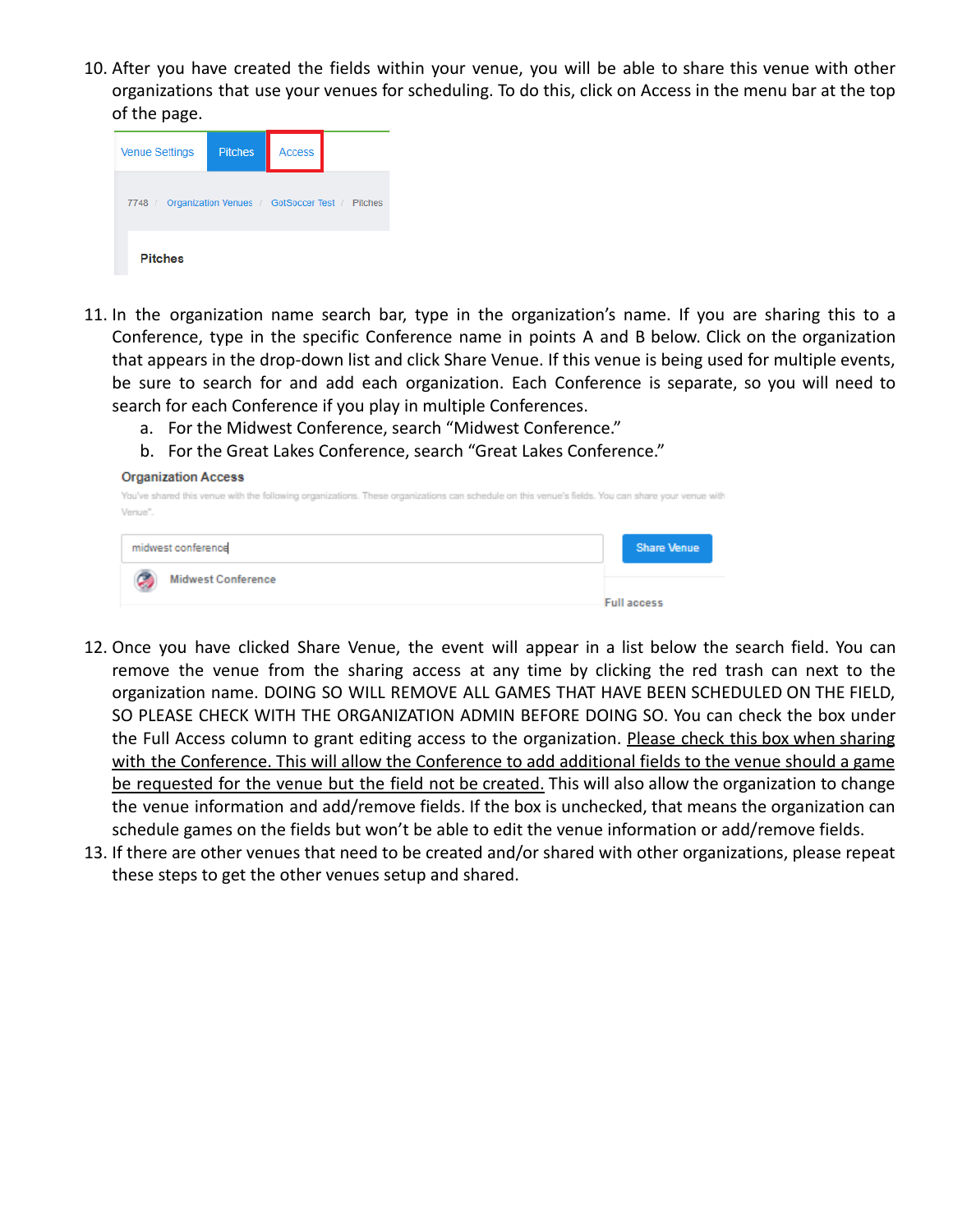10. After you have created the fields within your venue, you will be able to share this venue with other organizations that use your venues for scheduling. To do this, click on Access in the menu bar at the top of the page.

Venue Settings | Pitches | Access

7748 / Organization Venues / GotSoccer Test / Pitches

Pitches

11. In the organization name search bar, type in the organization's name. If you are sharing this to a Conference, type in the specific Conference name in points A and B below. Click on the organization that appears in the drop-down list and click Share Venue. If this venue is being used for multiple events, be sure to search for and add each organization. Each Conference is separate, so you will need to search for each Conference if you play in multiple Conferences.
    a. For the Midwest Conference, search "Midwest Conference."
    b. For the Great Lakes Conference, search "Great Lakes Conference."

Organization Access

You've shared this venue with the following organizations. These organizations can schedule on this venue's fields. You can share your venue with Venue".

midwest conference | Share Venue

Midwest Conference

Full access

12. Once you have clicked Share Venue, the event will appear in a list below the search field. You can remove the venue from the sharing access at any time by clicking the red trash can next to the organization name. DOING SO WILL REMOVE ALL GAMES THAT HAVE BEEN SCHEDULED ON THE FIELD, SO PLEASE CHECK WITH THE ORGANIZATION ADMIN BEFORE DOING SO. You can check the box under the Full Access column to grant editing access to the organization. <u>Please check this box when sharing with the Conference. This will allow the Conference to add additional fields to the venue should a game be requested for the venue but the field not be created.</u> This will also allow the organization to change the venue information and add/remove fields. If the box is unchecked, that means the organization can schedule games on the fields but won't be able to edit the venue information or add/remove fields.
13. If there are other venues that need to be created and/or shared with other organizations, please repeat these steps to get the other venues setup and shared.